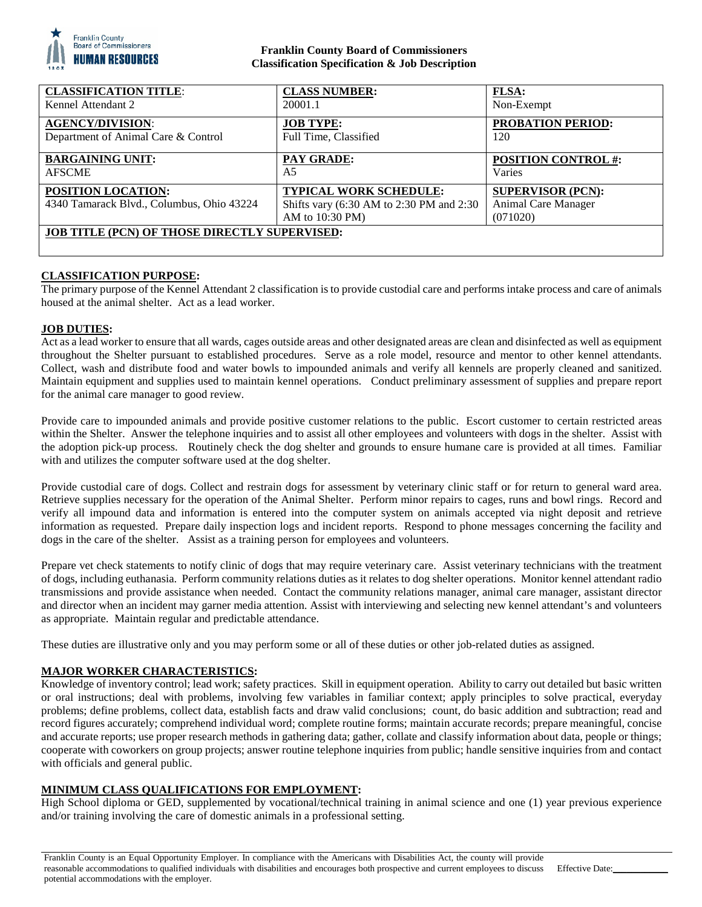**Franklin County Board of Commissioners**
**Classification Specification & Job Description**

| **CLASSIFICATION TITLE**: Kennel Attendant 2 | **CLASS NUMBER:** 20001.1 | **FLSA:** Non-Exempt |
|---|---|---|
| **AGENCY/DIVISION**: Department of Animal Care & Control | **JOB TYPE:** Full Time, Classified | **PROBATION PERIOD:** 120 |
| **BARGAINING UNIT:** AFSCME | **PAY GRADE:** A5 | **POSITION CONTROL #:** Varies |
| **POSITION LOCATION:** 4340 Tamarack Blvd., Columbus, Ohio 43224 | **TYPICAL WORK SCHEDULE:** Shifts vary (6:30 AM to 2:30 PM and 2:30 AM to 10:30 PM) | **SUPERVISOR (PCN):** Animal Care Manager (071020) |
| **JOB TITLE (PCN) OF THOSE DIRECTLY SUPERVISED:** | | |

## CLASSIFICATION PURPOSE:

The primary purpose of the Kennel Attendant 2 classification is to provide custodial care and performs intake process and care of animals housed at the animal shelter. Act as a lead worker.

## JOB DUTIES:

Act as a lead worker to ensure that all wards, cages outside areas and other designated areas are clean and disinfected as well as equipment throughout the Shelter pursuant to established procedures. Serve as a role model, resource and mentor to other kennel attendants. Collect, wash and distribute food and water bowls to impounded animals and verify all kennels are properly cleaned and sanitized. Maintain equipment and supplies used to maintain kennel operations. Conduct preliminary assessment of supplies and prepare report for the animal care manager to good review.

Provide care to impounded animals and provide positive customer relations to the public. Escort customer to certain restricted areas within the Shelter. Answer the telephone inquiries and to assist all other employees and volunteers with dogs in the shelter. Assist with the adoption pick-up process. Routinely check the dog shelter and grounds to ensure humane care is provided at all times. Familiar with and utilizes the computer software used at the dog shelter.

Provide custodial care of dogs. Collect and restrain dogs for assessment by veterinary clinic staff or for return to general ward area. Retrieve supplies necessary for the operation of the Animal Shelter. Perform minor repairs to cages, runs and bowl rings. Record and verify all impound data and information is entered into the computer system on animals accepted via night deposit and retrieve information as requested. Prepare daily inspection logs and incident reports. Respond to phone messages concerning the facility and dogs in the care of the shelter. Assist as a training person for employees and volunteers.

Prepare vet check statements to notify clinic of dogs that may require veterinary care. Assist veterinary technicians with the treatment of dogs, including euthanasia. Perform community relations duties as it relates to dog shelter operations. Monitor kennel attendant radio transmissions and provide assistance when needed. Contact the community relations manager, animal care manager, assistant director and director when an incident may garner media attention. Assist with interviewing and selecting new kennel attendant's and volunteers as appropriate. Maintain regular and predictable attendance.

These duties are illustrative only and you may perform some or all of these duties or other job-related duties as assigned.

## MAJOR WORKER CHARACTERISTICS:

Knowledge of inventory control; lead work; safety practices. Skill in equipment operation. Ability to carry out detailed but basic written or oral instructions; deal with problems, involving few variables in familiar context; apply principles to solve practical, everyday problems; define problems, collect data, establish facts and draw valid conclusions; count, do basic addition and subtraction; read and record figures accurately; comprehend individual word; complete routine forms; maintain accurate records; prepare meaningful, concise and accurate reports; use proper research methods in gathering data; gather, collate and classify information about data, people or things; cooperate with coworkers on group projects; answer routine telephone inquiries from public; handle sensitive inquiries from and contact with officials and general public.

## MINIMUM CLASS QUALIFICATIONS FOR EMPLOYMENT:

High School diploma or GED, supplemented by vocational/technical training in animal science and one (1) year previous experience and/or training involving the care of domestic animals in a professional setting.

Franklin County is an Equal Opportunity Employer. In compliance with the Americans with Disabilities Act, the county will provide reasonable accommodations to qualified individuals with disabilities and encourages both prospective and current employees to discuss potential accommodations with the employer.

Effective Date:___________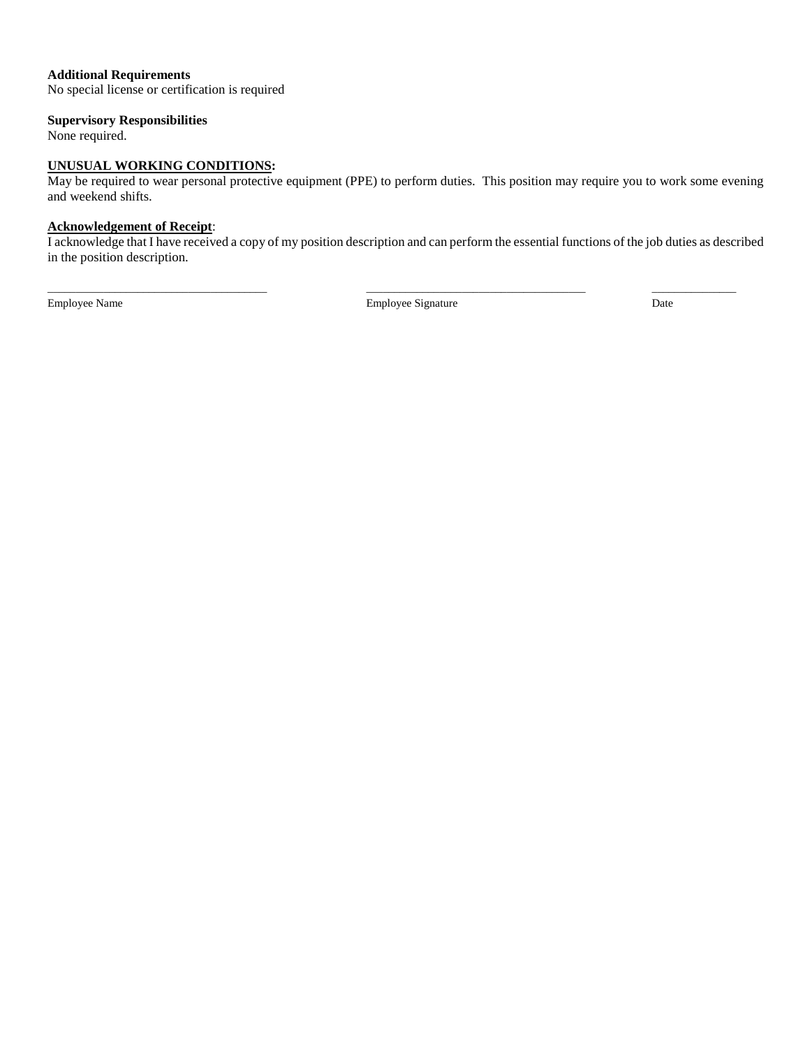**Additional Requirements**
No special license or certification is required

**Supervisory Responsibilities**
None required.

**UNUSUAL WORKING CONDITIONS:**
May be required to wear personal protective equipment (PPE) to perform duties. This position may require you to work some evening and weekend shifts.

**Acknowledgement of Receipt**:
I acknowledge that I have received a copy of my position description and can perform the essential functions of the job duties as described in the position description.

| | | |
|---|---|---|
| ___________________________________ | ___________________________________ | ______________ |
| Employee Name | Employee Signature | Date |